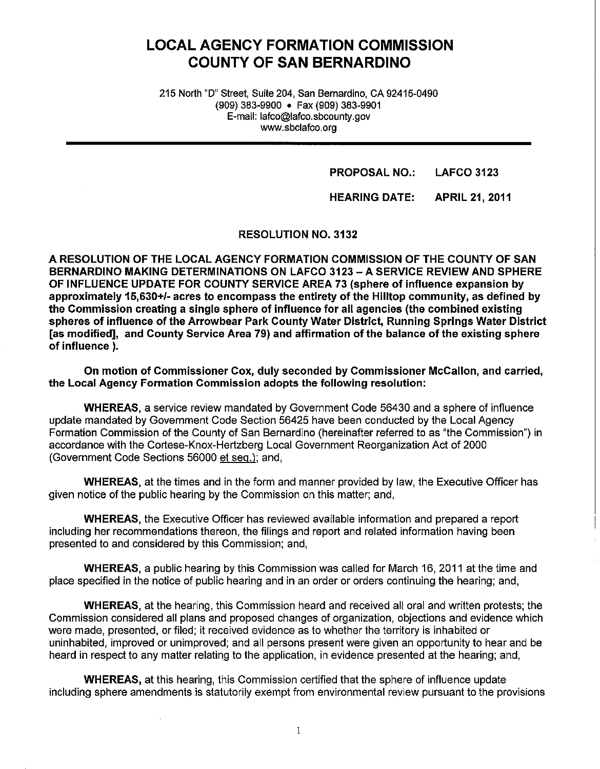# LOCAL AGENCY FORMATION COMMISSION
# COUNTY OF SAN BERNARDINO

215 North "D" Street, Suite 204, San Bernardino, CA 92415-0490
(909) 383-9900 • Fax (909) 383-9901
E-mail: lafco@lafco.sbcounty.gov
www.sbclafco.org

---

**PROPOSAL NO.: LAFCO 3123**

**HEARING DATE: APRIL 21, 2011**

## RESOLUTION NO. 3132

**A RESOLUTION OF THE LOCAL AGENCY FORMATION COMMISSION OF THE COUNTY OF SAN BERNARDINO MAKING DETERMINATIONS ON LAFCO 3123 – A SERVICE REVIEW AND SPHERE OF INFLUENCE UPDATE FOR COUNTY SERVICE AREA 73 (sphere of influence expansion by approximately 15,630+/- acres to encompass the entirety of the Hilltop community, as defined by the Commission creating a single sphere of influence for all agencies (the combined existing spheres of influence of the Arrowbear Park County Water District, Running Springs Water District [as modified], and County Service Area 79) and affirmation of the balance of the existing sphere of influence ).**

**On motion of Commissioner Cox, duly seconded by Commissioner McCallon, and carried, the Local Agency Formation Commission adopts the following resolution:**

**WHEREAS,** a service review mandated by Government Code 56430 and a sphere of influence update mandated by Government Code Section 56425 have been conducted by the Local Agency Formation Commission of the County of San Bernardino (hereinafter referred to as "the Commission") in accordance with the Cortese-Knox-Hertzberg Local Government Reorganization Act of 2000 (Government Code Sections 56000 et seq.); and,

**WHEREAS,** at the times and in the form and manner provided by law, the Executive Officer has given notice of the public hearing by the Commission on this matter; and,

**WHEREAS,** the Executive Officer has reviewed available information and prepared a report including her recommendations thereon, the filings and report and related information having been presented to and considered by this Commission; and,

**WHEREAS,** a public hearing by this Commission was called for March 16, 2011 at the time and place specified in the notice of public hearing and in an order or orders continuing the hearing; and,

**WHEREAS,** at the hearing, this Commission heard and received all oral and written protests; the Commission considered all plans and proposed changes of organization, objections and evidence which were made, presented, or filed; it received evidence as to whether the territory is inhabited or uninhabited, improved or unimproved; and all persons present were given an opportunity to hear and be heard in respect to any matter relating to the application, in evidence presented at the hearing; and,

**WHEREAS,** at this hearing, this Commission certified that the sphere of influence update including sphere amendments is statutorily exempt from environmental review pursuant to the provisions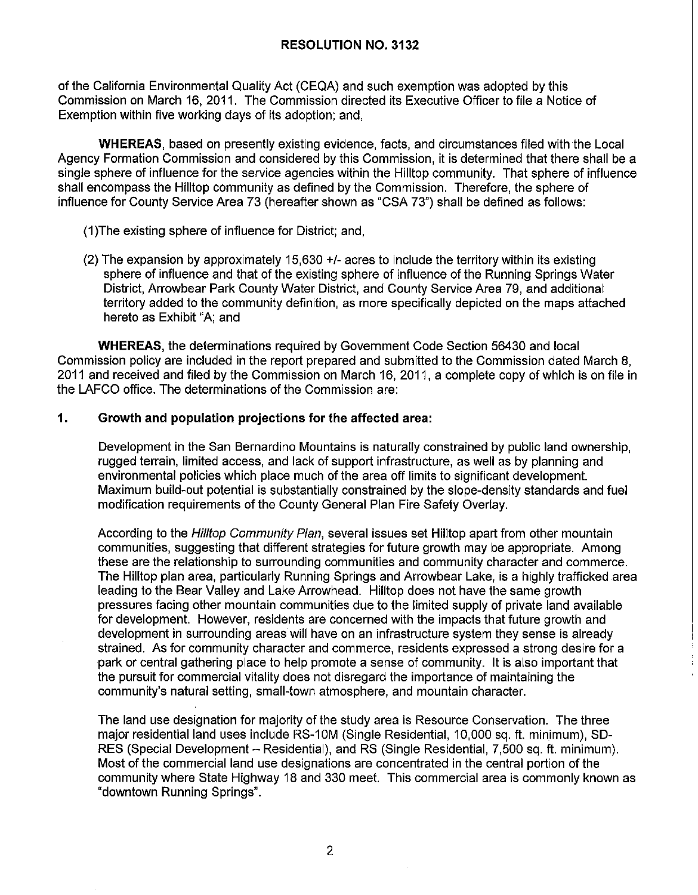**RESOLUTION NO. 3132**

of the California Environmental Quality Act (CEQA) and such exemption was adopted by this Commission on March 16, 2011. The Commission directed its Executive Officer to file a Notice of Exemption within five working days of its adoption; and,

**WHEREAS**, based on presently existing evidence, facts, and circumstances filed with the Local Agency Formation Commission and considered by this Commission, it is determined that there shall be a single sphere of influence for the service agencies within the Hilltop community. That sphere of influence shall encompass the Hilltop community as defined by the Commission. Therefore, the sphere of influence for County Service Area 73 (hereafter shown as "CSA 73") shall be defined as follows:

(1)The existing sphere of influence for District; and,

(2) The expansion by approximately 15,630 +/- acres to include the territory within its existing sphere of influence and that of the existing sphere of influence of the Running Springs Water District, Arrowbear Park County Water District, and County Service Area 79, and additional territory added to the community definition, as more specifically depicted on the maps attached hereto as Exhibit "A; and

**WHEREAS**, the determinations required by Government Code Section 56430 and local Commission policy are included in the report prepared and submitted to the Commission dated March 8, 2011 and received and filed by the Commission on March 16, 2011, a complete copy of which is on file in the LAFCO office. The determinations of the Commission are:

**1. Growth and population projections for the affected area:**

Development in the San Bernardino Mountains is naturally constrained by public land ownership, rugged terrain, limited access, and lack of support infrastructure, as well as by planning and environmental policies which place much of the area off limits to significant development. Maximum build-out potential is substantially constrained by the slope-density standards and fuel modification requirements of the County General Plan Fire Safety Overlay.

According to the *Hilltop Community Plan*, several issues set Hilltop apart from other mountain communities, suggesting that different strategies for future growth may be appropriate. Among these are the relationship to surrounding communities and community character and commerce. The Hilltop plan area, particularly Running Springs and Arrowbear Lake, is a highly trafficked area leading to the Bear Valley and Lake Arrowhead. Hilltop does not have the same growth pressures facing other mountain communities due to the limited supply of private land available for development. However, residents are concerned with the impacts that future growth and development in surrounding areas will have on an infrastructure system they sense is already strained. As for community character and commerce, residents expressed a strong desire for a park or central gathering place to help promote a sense of community. It is also important that the pursuit for commercial vitality does not disregard the importance of maintaining the community's natural setting, small-town atmosphere, and mountain character.

The land use designation for majority of the study area is Resource Conservation. The three major residential land uses include RS-10M (Single Residential, 10,000 sq. ft. minimum), SD-RES (Special Development – Residential), and RS (Single Residential, 7,500 sq. ft. minimum). Most of the commercial land use designations are concentrated in the central portion of the community where State Highway 18 and 330 meet. This commercial area is commonly known as "downtown Running Springs".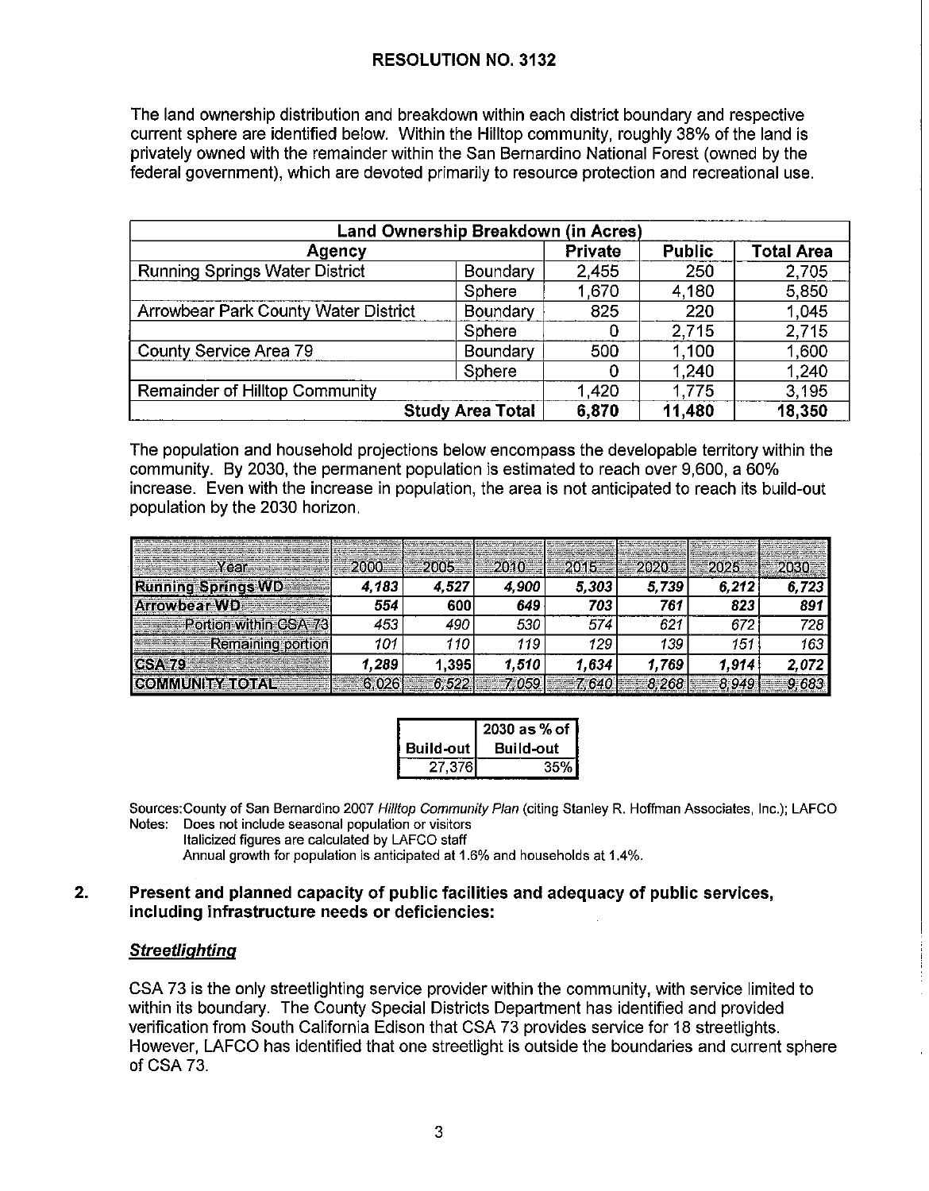## RESOLUTION NO. 3132

The land ownership distribution and breakdown within each district boundary and respective current sphere are identified below. Within the Hilltop community, roughly 38% of the land is privately owned with the remainder within the San Bernardino National Forest (owned by the federal government), which are devoted primarily to resource protection and recreational use.

| Land Ownership Breakdown (in Acres) | | | | |
|---|---|---|---|---|
| **Agency** | | **Private** | **Public** | **Total Area** |
| Running Springs Water District | Boundary | 2,455 | 250 | 2,705 |
| | Sphere | 1,670 | 4,180 | 5,850 |
| Arrowbear Park County Water District | Boundary | 825 | 220 | 1,045 |
| | Sphere | 0 | 2,715 | 2,715 |
| County Service Area 79 | Boundary | 500 | 1,100 | 1,600 |
| | Sphere | 0 | 1,240 | 1,240 |
| Remainder of Hilltop Community | | 1,420 | 1,775 | 3,195 |
| | **Study Area Total** | **6,870** | **11,480** | **18,350** |

The population and household projections below encompass the developable territory within the community. By 2030, the permanent population is estimated to reach over 9,600, a 60% increase. Even with the increase in population, the area is not anticipated to reach its build-out population by the 2030 horizon.

| Year | 2000 | 2005 | 2010 | 2015 | 2020 | 2025 | 2030 |
|---|---|---|---|---|---|---|---|
| **Running Springs WD** | ***4,183*** | **4,527** | ***4,900*** | ***5,303*** | ***5,739*** | ***6,212*** | ***6,723*** |
| **Arrowbear WD** | ***554*** | **600** | ***649*** | ***703*** | ***761*** | ***823*** | ***891*** |
| Portion within CSA 73 | *453* | *490* | *530* | *574* | *621* | *672* | *728* |
| Remaining portion | *101* | *110* | *119* | *129* | *139* | *151* | *163* |
| **CSA 79** | ***1,289*** | **1,395** | ***1,510*** | ***1,634*** | ***1,769*** | ***1,914*** | ***2,072*** |
| **COMMUNITY TOTAL** | 6,026 | *6,522* | *7,059* | *7,640* | *8,268* | *8,949* | *9,683* |

| Build-out | 2030 as % of Build-out |
|---|---|
| 27,376 | 35% |

Sources: County of San Bernardino 2007 *Hilltop Community Plan* (citing Stanley R. Hoffman Associates, Inc.); LAFCO
Notes: Does not include seasonal population or visitors
Italicized figures are calculated by LAFCO staff
Annual growth for population is anticipated at 1.6% and households at 1.4%.

### 2. Present and planned capacity of public facilities and adequacy of public services, including infrastructure needs or deficiencies:

#### *Streetlighting*

CSA 73 is the only streetlighting service provider within the community, with service limited to within its boundary. The County Special Districts Department has identified and provided verification from South California Edison that CSA 73 provides service for 18 streetlights. However, LAFCO has identified that one streetlight is outside the boundaries and current sphere of CSA 73.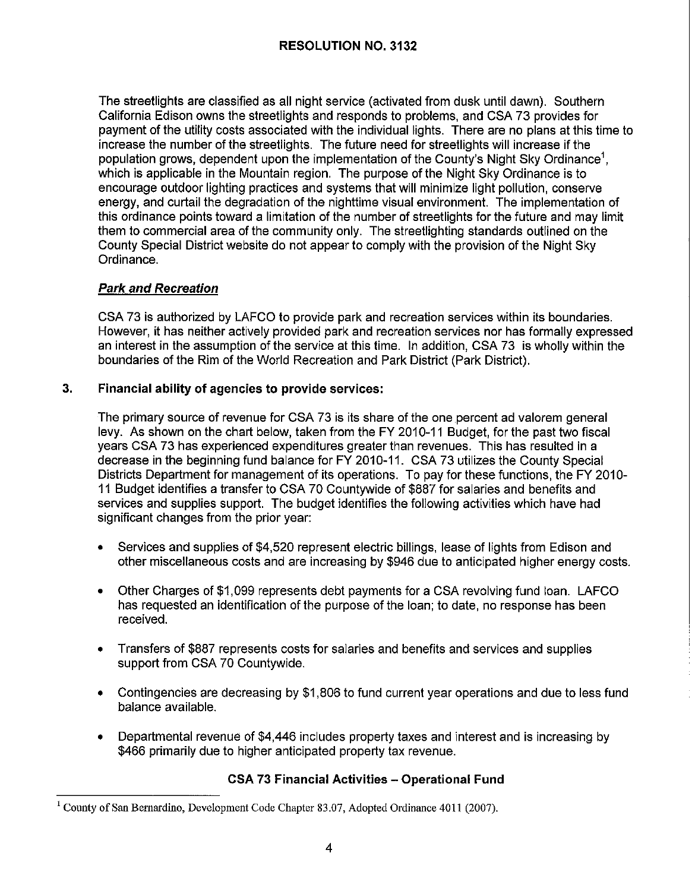The streetlights are classified as all night service (activated from dusk until dawn). Southern California Edison owns the streetlights and responds to problems, and CSA 73 provides for payment of the utility costs associated with the individual lights. There are no plans at this time to increase the number of the streetlights. The future need for streetlights will increase if the population grows, dependent upon the implementation of the County's Night Sky Ordinance[1], which is applicable in the Mountain region. The purpose of the Night Sky Ordinance is to encourage outdoor lighting practices and systems that will minimize light pollution, conserve energy, and curtail the degradation of the nighttime visual environment. The implementation of this ordinance points toward a limitation of the number of streetlights for the future and may limit them to commercial area of the community only. The streetlighting standards outlined on the County Special District website do not appear to comply with the provision of the Night Sky Ordinance.

### ***Park and Recreation***

CSA 73 is authorized by LAFCO to provide park and recreation services within its boundaries. However, it has neither actively provided park and recreation services nor has formally expressed an interest in the assumption of the service at this time. In addition, CSA 73 is wholly within the boundaries of the Rim of the World Recreation and Park District (Park District).

## 3. Financial ability of agencies to provide services:

The primary source of revenue for CSA 73 is its share of the one percent ad valorem general levy. As shown on the chart below, taken from the FY 2010-11 Budget, for the past two fiscal years CSA 73 has experienced expenditures greater than revenues. This has resulted in a decrease in the beginning fund balance for FY 2010-11. CSA 73 utilizes the County Special Districts Department for management of its operations. To pay for these functions, the FY 2010-11 Budget identifies a transfer to CSA 70 Countywide of $887 for salaries and benefits and services and supplies support. The budget identifies the following activities which have had significant changes from the prior year:

- Services and supplies of $4,520 represent electric billings, lease of lights from Edison and other miscellaneous costs and are increasing by $946 due to anticipated higher energy costs.
- Other Charges of $1,099 represents debt payments for a CSA revolving fund loan. LAFCO has requested an identification of the purpose of the loan; to date, no response has been received.
- Transfers of $887 represents costs for salaries and benefits and services and supplies support from CSA 70 Countywide.
- Contingencies are decreasing by $1,806 to fund current year operations and due to less fund balance available.
- Departmental revenue of $4,446 includes property taxes and interest and is increasing by $466 primarily due to higher anticipated property tax revenue.

**CSA 73 Financial Activities – Operational Fund**

---

[1] County of San Bernardino, Development Code Chapter 83.07, Adopted Ordinance 4011 (2007).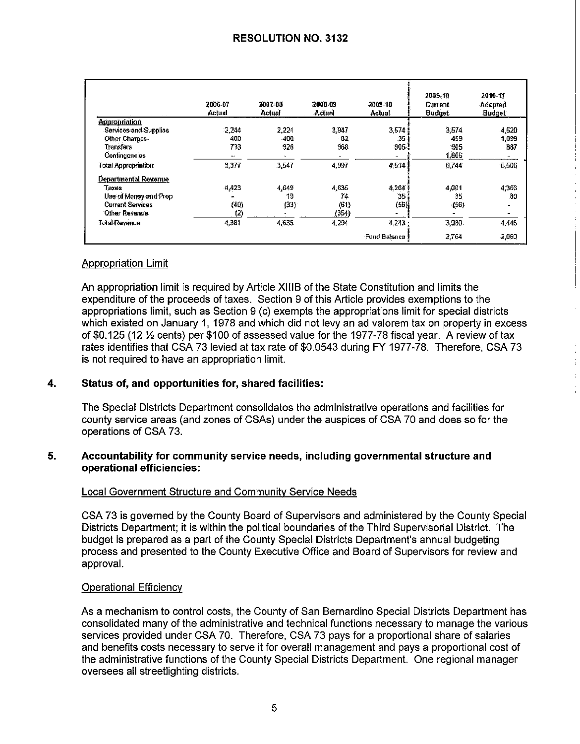## RESOLUTION NO. 3132

| | 2006-07 Actual | 2007-08 Actual | 2008-09 Actual | 2009-10 Actual | 2009-10 Current Budget | 2010-11 Adopted Budget |
|---|---|---|---|---|---|---|
| **Appropriation** | | | | | | |
| Services and Supplies | 2,244 | 2,221 | 3,947 | 3,574 | 3,574 | 4,520 |
| Other Charges | 400 | 400 | 82 | 35 | 459 | 1,099 |
| Transfers | 733 | 926 | 968 | 905 | 905 | 887 |
| Contingencies | - | - | - | - | 1,806 | - |
| Total Appropriation | 3,377 | 3,547 | 4,997 | 4,514 | 6,744 | 6,506 |
| **Departmental Revenue** | | | | | | |
| Taxes | 4,423 | 4,649 | 4,635 | 4,264 | 4,001 | 4,366 |
| Use of Money and Prop | - | 19 | 74 | 35 | 35 | 80 |
| Current Services | (40) | (33) | (61) | (56) | (56) | - |
| Other Revenue | (2) | - | (354) | - | - | - |
| Total Revenue | 4,381 | 4,635 | 4,294 | 4,243 | 3,980 | 4,446 |
| | | | | Fund Balance | 2,764 | 2,060 |

### Appropriation Limit

An appropriation limit is required by Article XIIIB of the State Constitution and limits the expenditure of the proceeds of taxes. Section 9 of this Article provides exemptions to the appropriations limit, such as Section 9 (c) exempts the appropriations limit for special districts which existed on January 1, 1978 and which did not levy an ad valorem tax on property in excess of $0.125 (12 ½ cents) per $100 of assessed value for the 1977-78 fiscal year. A review of tax rates identifies that CSA 73 levied at tax rate of $0.0543 during FY 1977-78. Therefore, CSA 73 is not required to have an appropriation limit.

**4. Status of, and opportunities for, shared facilities:**

The Special Districts Department consolidates the administrative operations and facilities for county service areas (and zones of CSAs) under the auspices of CSA 70 and does so for the operations of CSA 73.

**5. Accountability for community service needs, including governmental structure and operational efficiencies:**

### Local Government Structure and Community Service Needs

CSA 73 is governed by the County Board of Supervisors and administered by the County Special Districts Department; it is within the political boundaries of the Third Supervisorial District. The budget is prepared as a part of the County Special Districts Department's annual budgeting process and presented to the County Executive Office and Board of Supervisors for review and approval.

### Operational Efficiency

As a mechanism to control costs, the County of San Bernardino Special Districts Department has consolidated many of the administrative and technical functions necessary to manage the various services provided under CSA 70. Therefore, CSA 73 pays for a proportional share of salaries and benefits costs necessary to serve it for overall management and pays a proportional cost of the administrative functions of the County Special Districts Department. One regional manager oversees all streetlighting districts.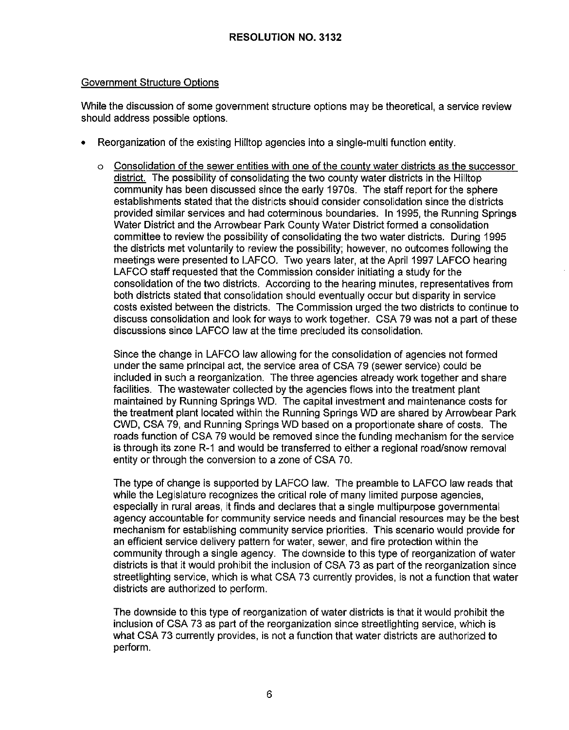# RESOLUTION NO. 3132

Government Structure Options

While the discussion of some government structure options may be theoretical, a service review should address possible options.

- Reorganization of the existing Hilltop agencies into a single-multi function entity.

  - Consolidation of the sewer entities with one of the county water districts as the successor district. The possibility of consolidating the two county water districts in the Hilltop community has been discussed since the early 1970s. The staff report for the sphere establishments stated that the districts should consider consolidation since the districts provided similar services and had coterminous boundaries. In 1995, the Running Springs Water District and the Arrowbear Park County Water District formed a consolidation committee to review the possibility of consolidating the two water districts. During 1995 the districts met voluntarily to review the possibility; however, no outcomes following the meetings were presented to LAFCO. Two years later, at the April 1997 LAFCO hearing LAFCO staff requested that the Commission consider initiating a study for the consolidation of the two districts. According to the hearing minutes, representatives from both districts stated that consolidation should eventually occur but disparity in service costs existed between the districts. The Commission urged the two districts to continue to discuss consolidation and look for ways to work together. CSA 79 was not a part of these discussions since LAFCO law at the time precluded its consolidation.

    Since the change in LAFCO law allowing for the consolidation of agencies not formed under the same principal act, the service area of CSA 79 (sewer service) could be included in such a reorganization. The three agencies already work together and share facilities. The wastewater collected by the agencies flows into the treatment plant maintained by Running Springs WD. The capital investment and maintenance costs for the treatment plant located within the Running Springs WD are shared by Arrowbear Park CWD, CSA 79, and Running Springs WD based on a proportionate share of costs. The roads function of CSA 79 would be removed since the funding mechanism for the service is through its zone R-1 and would be transferred to either a regional road/snow removal entity or through the conversion to a zone of CSA 70.

    The type of change is supported by LAFCO law. The preamble to LAFCO law reads that while the Legislature recognizes the critical role of many limited purpose agencies, especially in rural areas, it finds and declares that a single multipurpose governmental agency accountable for community service needs and financial resources may be the best mechanism for establishing community service priorities. This scenario would provide for an efficient service delivery pattern for water, sewer, and fire protection within the community through a single agency. The downside to this type of reorganization of water districts is that it would prohibit the inclusion of CSA 73 as part of the reorganization since streetlighting service, which is what CSA 73 currently provides, is not a function that water districts are authorized to perform.

    The downside to this type of reorganization of water districts is that it would prohibit the inclusion of CSA 73 as part of the reorganization since streetlighting service, which is what CSA 73 currently provides, is not a function that water districts are authorized to perform.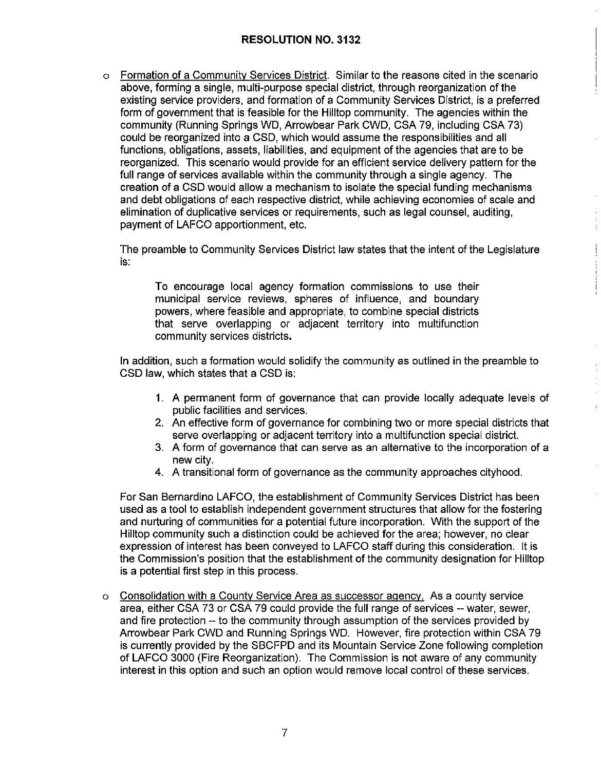- Formation of a Community Services District. Similar to the reasons cited in the scenario above, forming a single, multi-purpose special district, through reorganization of the existing service providers, and formation of a Community Services District, is a preferred form of government that is feasible for the Hilltop community. The agencies within the community (Running Springs WD, Arrowbear Park CWD, CSA 79, including CSA 73) could be reorganized into a CSD, which would assume the responsibilities and all functions, obligations, assets, liabilities, and equipment of the agencies that are to be reorganized. This scenario would provide for an efficient service delivery pattern for the full range of services available within the community through a single agency. The creation of a CSD would allow a mechanism to isolate the special funding mechanisms and debt obligations of each respective district, while achieving economies of scale and elimination of duplicative services or requirements, such as legal counsel, auditing, payment of LAFCO apportionment, etc.

  The preamble to Community Services District law states that the intent of the Legislature is:

  > To encourage local agency formation commissions to use their municipal service reviews, spheres of influence, and boundary powers, where feasible and appropriate, to combine special districts that serve overlapping or adjacent territory into multifunction community services districts.

  In addition, such a formation would solidify the community as outlined in the preamble to CSD law, which states that a CSD is:

  1. A permanent form of governance that can provide locally adequate levels of public facilities and services.
  2. An effective form of governance for combining two or more special districts that serve overlapping or adjacent territory into a multifunction special district.
  3. A form of governance that can serve as an alternative to the incorporation of a new city.
  4. A transitional form of governance as the community approaches cityhood.

  For San Bernardino LAFCO, the establishment of Community Services District has been used as a tool to establish independent government structures that allow for the fostering and nurturing of communities for a potential future incorporation. With the support of the Hilltop community such a distinction could be achieved for the area; however, no clear expression of interest has been conveyed to LAFCO staff during this consideration. It is the Commission's position that the establishment of the community designation for Hilltop is a potential first step in this process.

- Consolidation with a County Service Area as successor agency. As a county service area, either CSA 73 or CSA 79 could provide the full range of services -- water, sewer, and fire protection -- to the community through assumption of the services provided by Arrowbear Park CWD and Running Springs WD. However, fire protection within CSA 79 is currently provided by the SBCFPD and its Mountain Service Zone following completion of LAFCO 3000 (Fire Reorganization). The Commission is not aware of any community interest in this option and such an option would remove local control of these services.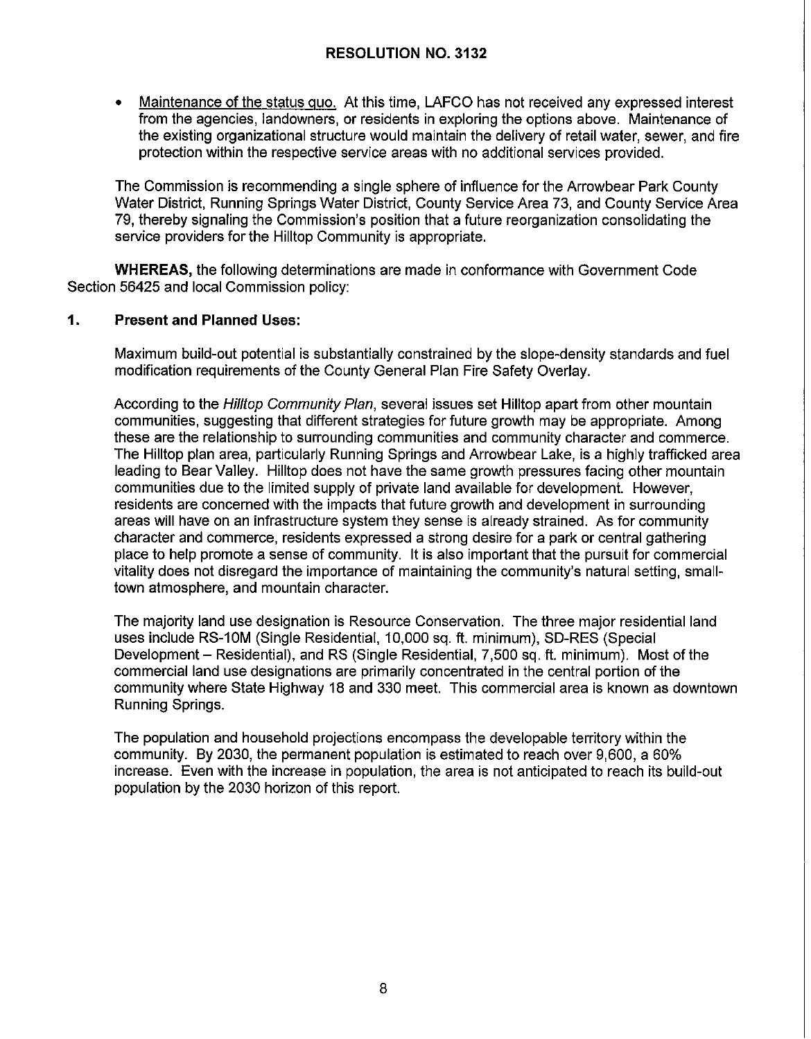# RESOLUTION NO. 3132

- Maintenance of the status quo. At this time, LAFCO has not received any expressed interest from the agencies, landowners, or residents in exploring the options above. Maintenance of the existing organizational structure would maintain the delivery of retail water, sewer, and fire protection within the respective service areas with no additional services provided.

The Commission is recommending a single sphere of influence for the Arrowbear Park County Water District, Running Springs Water District, County Service Area 73, and County Service Area 79, thereby signaling the Commission's position that a future reorganization consolidating the service providers for the Hilltop Community is appropriate.

**WHEREAS,** the following determinations are made in conformance with Government Code Section 56425 and local Commission policy:

**1. Present and Planned Uses:**

Maximum build-out potential is substantially constrained by the slope-density standards and fuel modification requirements of the County General Plan Fire Safety Overlay.

According to the *Hilltop Community Plan*, several issues set Hilltop apart from other mountain communities, suggesting that different strategies for future growth may be appropriate. Among these are the relationship to surrounding communities and community character and commerce. The Hilltop plan area, particularly Running Springs and Arrowbear Lake, is a highly trafficked area leading to Bear Valley. Hilltop does not have the same growth pressures facing other mountain communities due to the limited supply of private land available for development. However, residents are concerned with the impacts that future growth and development in surrounding areas will have on an infrastructure system they sense is already strained. As for community character and commerce, residents expressed a strong desire for a park or central gathering place to help promote a sense of community. It is also important that the pursuit for commercial vitality does not disregard the importance of maintaining the community's natural setting, small-town atmosphere, and mountain character.

The majority land use designation is Resource Conservation. The three major residential land uses include RS-10M (Single Residential, 10,000 sq. ft. minimum), SD-RES (Special Development – Residential), and RS (Single Residential, 7,500 sq. ft. minimum). Most of the commercial land use designations are primarily concentrated in the central portion of the community where State Highway 18 and 330 meet. This commercial area is known as downtown Running Springs.

The population and household projections encompass the developable territory within the community. By 2030, the permanent population is estimated to reach over 9,600, a 60% increase. Even with the increase in population, the area is not anticipated to reach its build-out population by the 2030 horizon of this report.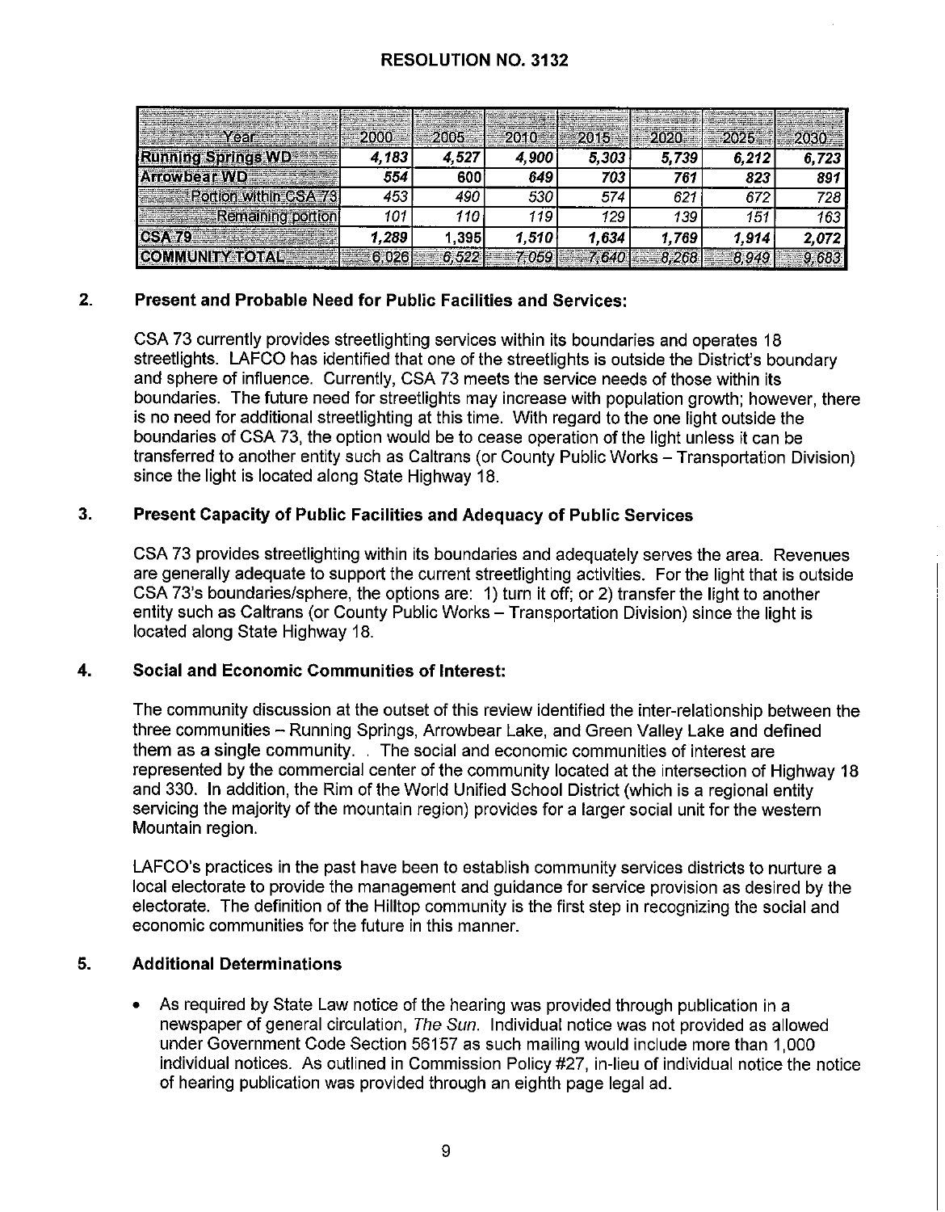## RESOLUTION NO. 3132

| Year | 2000 | 2005 | 2010 | 2015 | 2020 | 2025 | 2030 |
|---|---|---|---|---|---|---|---|
| **Running Springs WD** | ***4,183*** | ***4,527*** | ***4,900*** | ***5,303*** | ***5,739*** | ***6,212*** | ***6,723*** |
| **Arrowbear WD** | ***554*** | **600** | ***649*** | ***703*** | ***761*** | ***823*** | ***891*** |
| Portion within CSA 73 | *453* | *490* | *530* | *574* | *621* | *672* | *728* |
| Remaining portion | *101* | *110* | *119* | *129* | *139* | *151* | *163* |
| **CSA 79** | ***1,289*** | **1,395** | ***1,510*** | ***1,634*** | ***1,769*** | ***1,914*** | ***2,072*** |
| **COMMUNITY TOTAL** | 6,026 | *6,522* | *7,059* | *7,640* | *8,268* | *8,949* | *9,683* |

**2. Present and Probable Need for Public Facilities and Services:**

CSA 73 currently provides streetlighting services within its boundaries and operates 18 streetlights. LAFCO has identified that one of the streetlights is outside the District's boundary and sphere of influence. Currently, CSA 73 meets the service needs of those within its boundaries. The future need for streetlights may increase with population growth; however, there is no need for additional streetlighting at this time. With regard to the one light outside the boundaries of CSA 73, the option would be to cease operation of the light unless it can be transferred to another entity such as Caltrans (or County Public Works – Transportation Division) since the light is located along State Highway 18.

**3. Present Capacity of Public Facilities and Adequacy of Public Services**

CSA 73 provides streetlighting within its boundaries and adequately serves the area. Revenues are generally adequate to support the current streetlighting activities. For the light that is outside CSA 73's boundaries/sphere, the options are: 1) turn it off; or 2) transfer the light to another entity such as Caltrans (or County Public Works – Transportation Division) since the light is located along State Highway 18.

**4. Social and Economic Communities of Interest:**

The community discussion at the outset of this review identified the inter-relationship between the three communities – Running Springs, Arrowbear Lake, and Green Valley Lake and defined them as a single community. . The social and economic communities of interest are represented by the commercial center of the community located at the intersection of Highway 18 and 330. In addition, the Rim of the World Unified School District (which is a regional entity servicing the majority of the mountain region) provides for a larger social unit for the western Mountain region.

LAFCO's practices in the past have been to establish community services districts to nurture a local electorate to provide the management and guidance for service provision as desired by the electorate. The definition of the Hilltop community is the first step in recognizing the social and economic communities for the future in this manner.

**5. Additional Determinations**

- As required by State Law notice of the hearing was provided through publication in a newspaper of general circulation, *The Sun*. Individual notice was not provided as allowed under Government Code Section 56157 as such mailing would include more than 1,000 individual notices. As outlined in Commission Policy #27, in-lieu of individual notice the notice of hearing publication was provided through an eighth page legal ad.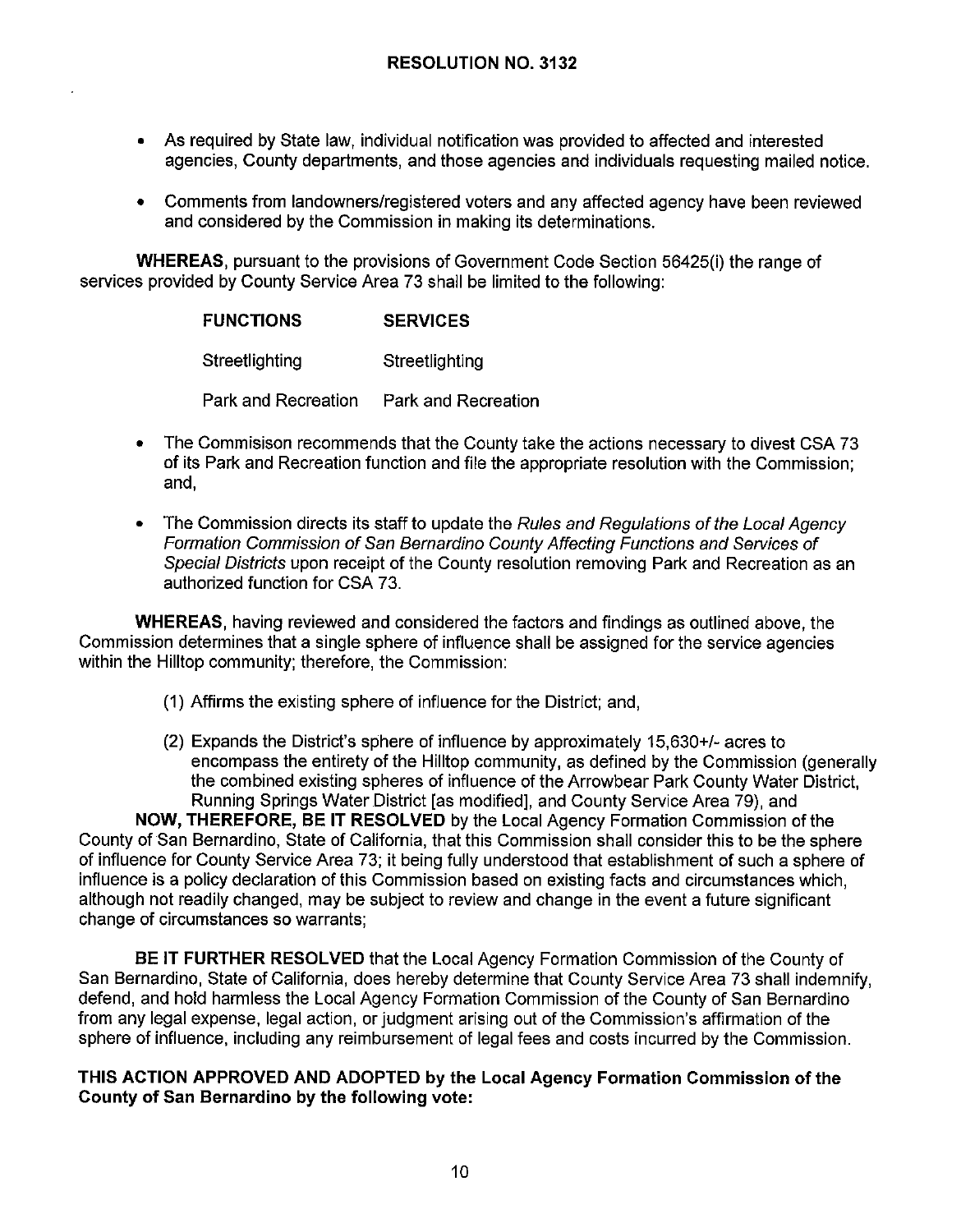**RESOLUTION NO. 3132**

- As required by State law, individual notification was provided to affected and interested agencies, County departments, and those agencies and individuals requesting mailed notice.

- Comments from landowners/registered voters and any affected agency have been reviewed and considered by the Commission in making its determinations.

**WHEREAS**, pursuant to the provisions of Government Code Section 56425(i) the range of services provided by County Service Area 73 shall be limited to the following:

| **FUNCTIONS** | **SERVICES** |
|---|---|
| Streetlighting | Streetlighting |
| Park and Recreation | Park and Recreation |

- The Commisison recommends that the County take the actions necessary to divest CSA 73 of its Park and Recreation function and file the appropriate resolution with the Commission; and,

- The Commission directs its staff to update the *Rules and Regulations of the Local Agency Formation Commission of San Bernardino County Affecting Functions and Services of Special Districts* upon receipt of the County resolution removing Park and Recreation as an authorized function for CSA 73.

**WHEREAS**, having reviewed and considered the factors and findings as outlined above, the Commission determines that a single sphere of influence shall be assigned for the service agencies within the Hilltop community; therefore, the Commission:

(1) Affirms the existing sphere of influence for the District; and,

(2) Expands the District's sphere of influence by approximately 15,630+/- acres to encompass the entirety of the Hilltop community, as defined by the Commission (generally the combined existing spheres of influence of the Arrowbear Park County Water District, Running Springs Water District [as modified], and County Service Area 79), and

**NOW, THEREFORE, BE IT RESOLVED** by the Local Agency Formation Commission of the County of San Bernardino, State of California, that this Commission shall consider this to be the sphere of influence for County Service Area 73; it being fully understood that establishment of such a sphere of influence is a policy declaration of this Commission based on existing facts and circumstances which, although not readily changed, may be subject to review and change in the event a future significant change of circumstances so warrants;

**BE IT FURTHER RESOLVED** that the Local Agency Formation Commission of the County of San Bernardino, State of California, does hereby determine that County Service Area 73 shall indemnify, defend, and hold harmless the Local Agency Formation Commission of the County of San Bernardino from any legal expense, legal action, or judgment arising out of the Commission's affirmation of the sphere of influence, including any reimbursement of legal fees and costs incurred by the Commission.

**THIS ACTION APPROVED AND ADOPTED by the Local Agency Formation Commission of the County of San Bernardino by the following vote:**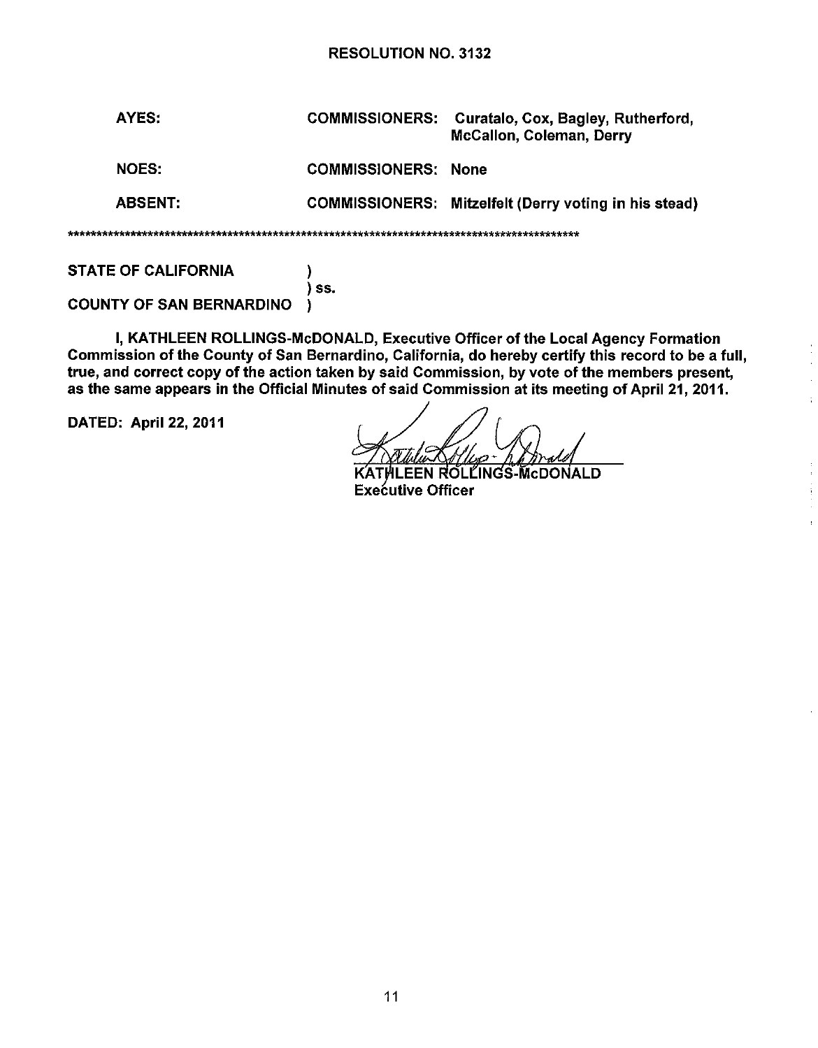RESOLUTION NO. 3132

| | | |
|---|---|---|
| AYES: | COMMISSIONERS: | Curatalo, Cox, Bagley, Rutherford, McCallon, Coleman, Derry |
| NOES: | COMMISSIONERS: | None |
| ABSENT: | COMMISSIONERS: | Mitzelfelt (Derry voting in his stead) |

*******************************************************************************************

STATE OF CALIFORNIA )
) ss.
COUNTY OF SAN BERNARDINO )

I, KATHLEEN ROLLINGS-McDONALD, Executive Officer of the Local Agency Formation Commission of the County of San Bernardino, California, do hereby certify this record to be a full, true, and correct copy of the action taken by said Commission, by vote of the members present, as the same appears in the Official Minutes of said Commission at its meeting of April 21, 2011.

DATED: April 22, 2011

KATHLEEN ROLLINGS-McDONALD
Executive Officer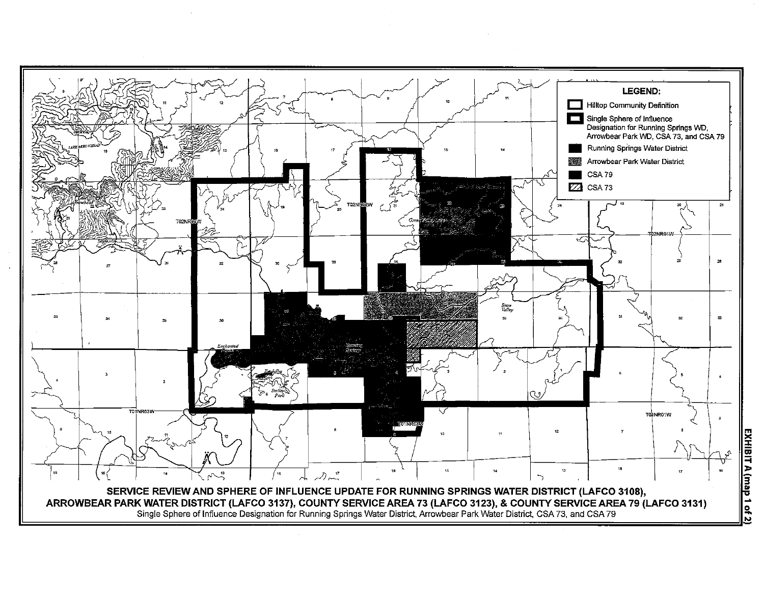**LEGEND:**

- Hilltop Community Definition
- Single Sphere of Influence Designation for Running Springs WD, Arrowbear Park WD, CSA 73, and CSA 79
- Running Springs Water District
- Arrowbear Park Water District
- CSA 79
- CSA 73

**SERVICE REVIEW AND SPHERE OF INFLUENCE UPDATE FOR RUNNING SPRINGS WATER DISTRICT (LAFCO 3108), ARROWBEAR PARK WATER DISTRICT (LAFCO 3137), COUNTY SERVICE AREA 73 (LAFCO 3123), & COUNTY SERVICE AREA 79 (LAFCO 3131)**

Single Sphere of Influence Designation for Running Springs Water District, Arrowbear Park Water District, CSA 73, and CSA 79

**EXHIBIT A (map 1 of 2)**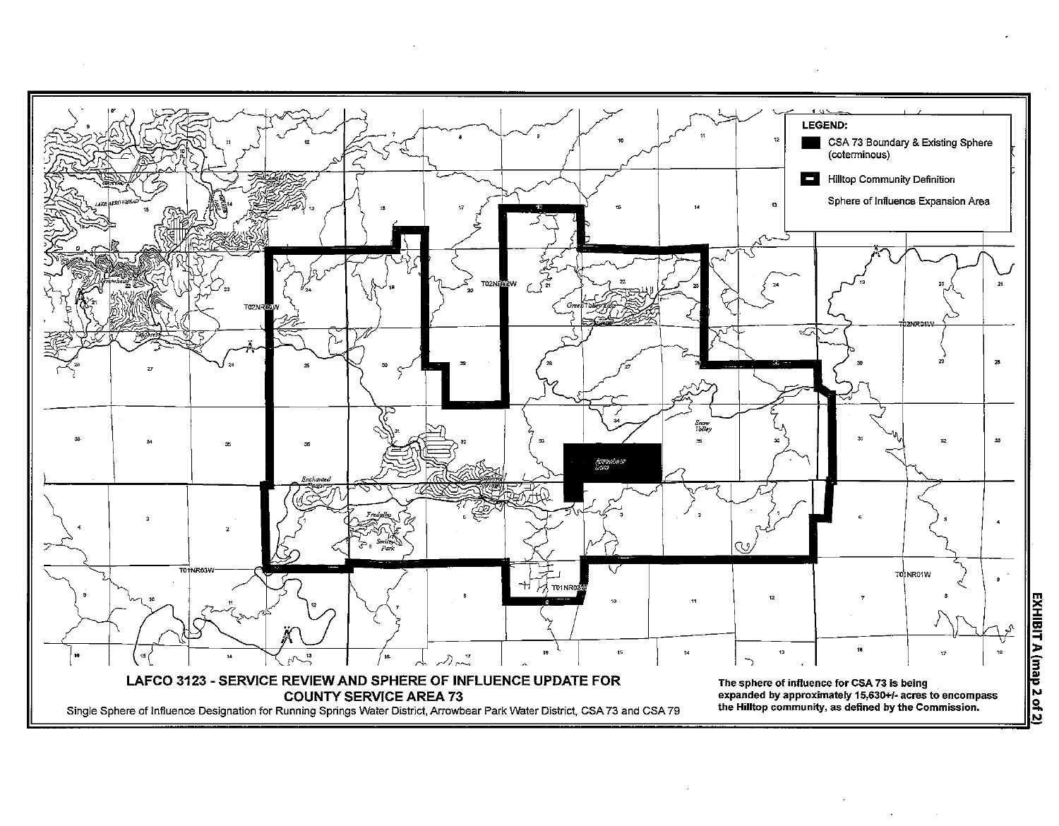LEGEND:

CSA 73 Boundary & Existing Sphere (coterminous)

Hilltop Community Definition

Sphere of Influence Expansion Area

# LAFCO 3123 - SERVICE REVIEW AND SPHERE OF INFLUENCE UPDATE FOR COUNTY SERVICE AREA 73

Single Sphere of Influence Designation for Running Springs Water District, Arrowbear Park Water District, CSA 73 and CSA 79

**The sphere of influence for CSA 73 is being expanded by approximately 15,630+/- acres to encompass the Hilltop community, as defined by the Commission.**

**EXHIBIT A (map 2 of 2)**